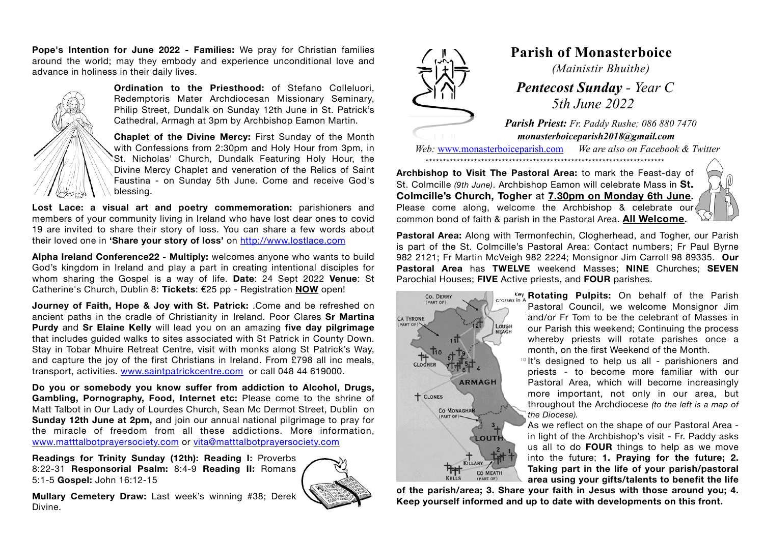# Parish of Monasterboice

*(Mainistir Bhuithe)*

## *Pentecost Sunday - Year C*
## *5th June 2022*

***Parish Priest:*** *Fr. Paddy Rushe; 086 880 7470*
***monasterboiceparish2018@gmail.com***

*Web:* www.monasterboiceparish.com *We are also on Facebook & Twitter*

**Archbishop to Visit The Pastoral Area:** to mark the Feast-day of St. Colmcille *(9th June)*. Archbishop Eamon will celebrate Mass in **St. Colmcille's Church, Togher** at **7.30pm on Monday 6th June**. Please come along, welcome the Archbishop & celebrate our common bond of faith & parish in the Pastoral Area. **All Welcome.**

**Pastoral Area:** Along with Termonfechin, Clogherhead, and Togher, our Parish is part of the St. Colmcille's Pastoral Area: Contact numbers; Fr Paul Byrne 982 2121; Fr Martin McVeigh 982 2224; Monsignor Jim Carroll 98 89335. **Our Pastoral Area** has **TWELVE** weekend Masses; **NINE** Churches; **SEVEN** Parochial Houses; **FIVE** Active priests, and **FOUR** parishes.

**Rotating Pulpits:** On behalf of the Parish Pastoral Council, we welcome Monsignor Jim and/or Fr Tom to be the celebrant of Masses in our Parish this weekend; Continuing the process whereby priests will rotate parishes once a month, on the first Weekend of the Month.

It's designed to help us all - parishioners and priests - to become more familiar with our Pastoral Area, which will become increasingly more important, not only in our area, but throughout the Archdiocese *(to the left is a map of the Diocese).*

As we reflect on the shape of our Pastoral Area - in light of the Archbishop's visit - Fr. Paddy asks us all to do **FOUR** things to help as we move into the future; **1. Praying for the future; 2. Taking part in the life of your parish/pastoral area using your gifts/talents to benefit the life of the parish/area; 3. Share your faith in Jesus with those around you; 4. Keep yourself informed and up to date with developments on this front.**

**Pope's Intention for June 2022 - Families:** We pray for Christian families around the world; may they embody and experience unconditional love and advance in holiness in their daily lives.

**Ordination to the Priesthood:** of Stefano Colleluori, Redemptoris Mater Archdiocesan Missionary Seminary, Philip Street, Dundalk on Sunday 12th June in St. Patrick's Cathedral, Armagh at 3pm by Archbishop Eamon Martin.

**Chaplet of the Divine Mercy:** First Sunday of the Month with Confessions from 2:30pm and Holy Hour from 3pm, in St. Nicholas' Church, Dundalk Featuring Holy Hour, the Divine Mercy Chaplet and veneration of the Relics of Saint Faustina - on Sunday 5th June. Come and receive God's blessing.

**Lost Lace: a visual art and poetry commemoration:** parishioners and members of your community living in Ireland who have lost dear ones to covid 19 are invited to share their story of loss. You can share a few words about their loved one in **'Share your story of loss'** on http://www.lostlace.com

**Alpha Ireland Conference22 - Multiply:** welcomes anyone who wants to build God's kingdom in Ireland and play a part in creating intentional disciples for whom sharing the Gospel is a way of life. **Date**: 24 Sept 2022 **Venue**: St Catherine's Church, Dublin 8: **Tickets**: €25 pp - Registration **NOW** open!

**Journey of Faith, Hope & Joy with St. Patrick:** .Come and be refreshed on ancient paths in the cradle of Christianity in Ireland. Poor Clares **Sr Martina Purdy** and **Sr Elaine Kelly** will lead you on an amazing **five day pilgrimage** that includes guided walks to sites associated with St Patrick in County Down. Stay in Tobar Mhuire Retreat Centre, visit with monks along St Patrick's Way, and capture the joy of the first Christians in Ireland. From £798 all inc meals, transport, activities. www.saintpatrickcentre.com or call 048 44 619000.

**Do you or somebody you know suffer from addiction to Alcohol, Drugs, Gambling, Pornography, Food, Internet etc:** Please come to the shrine of Matt Talbot in Our Lady of Lourdes Church, Sean Mc Dermot Street, Dublin on **Sunday 12th June at 2pm,** and join our annual national pilgrimage to pray for the miracle of freedom from all these addictions. More information, www.matttalbotprayersociety.com or vita@matttalbotprayersociety.com

**Readings for Trinity Sunday (12th): Reading I:** Proverbs 8:22-31 **Responsorial Psalm:** 8:4-9 **Reading II:** Romans 5:1-5 **Gospel:** John 16:12-15

**Mullary Cemetery Draw:** Last week's winning #38; Derek Divine.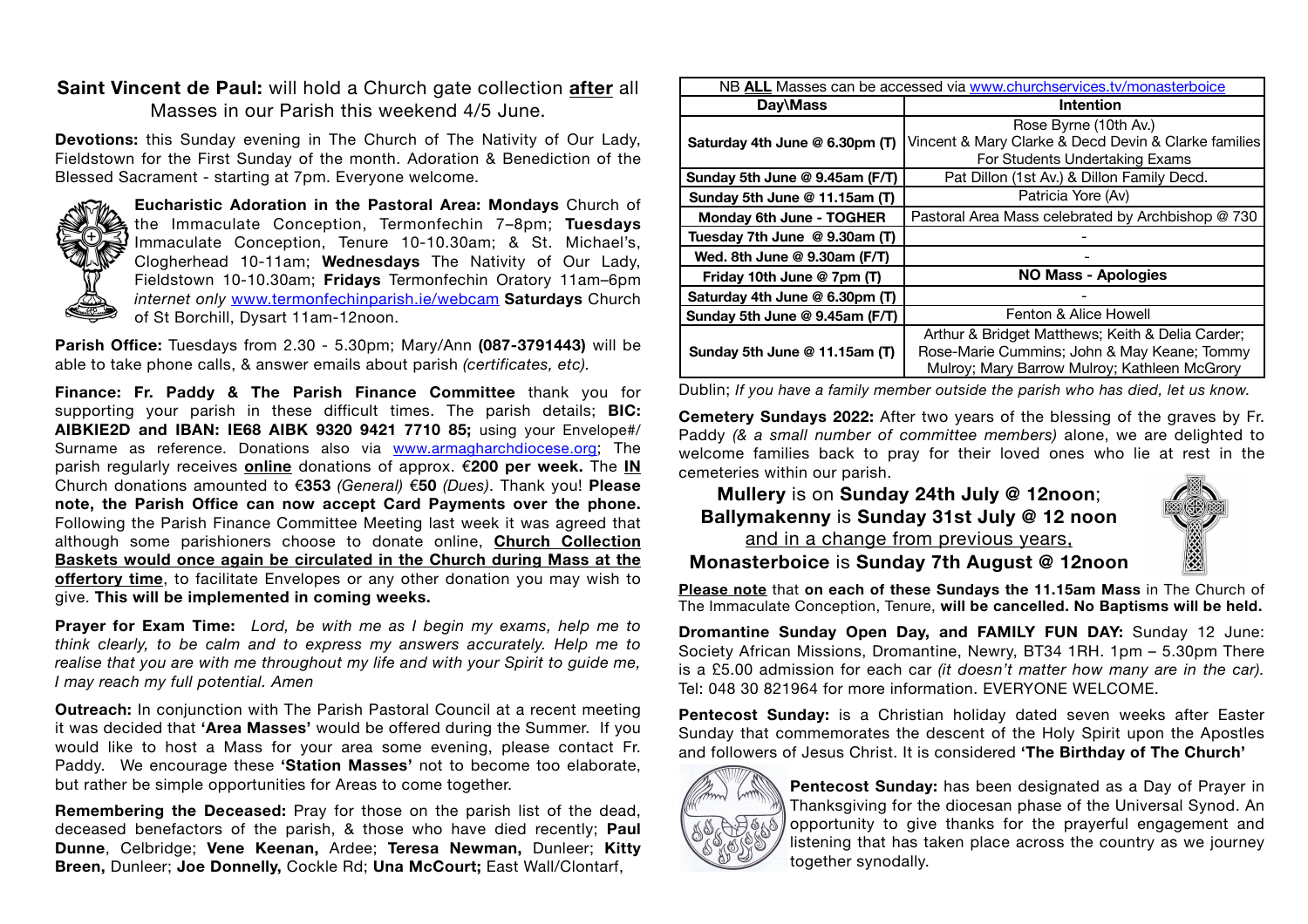**Saint Vincent de Paul:** will hold a Church gate collection **after** all Masses in our Parish this weekend 4/5 June.

**Devotions:** this Sunday evening in The Church of The Nativity of Our Lady, Fieldstown for the First Sunday of the month. Adoration & Benediction of the Blessed Sacrament - starting at 7pm. Everyone welcome.

**Eucharistic Adoration in the Pastoral Area: Mondays** Church of the Immaculate Conception, Termonfechin 7–8pm; **Tuesdays** Immaculate Conception, Tenure 10-10.30am; & St. Michael's, Clogherhead 10-11am; **Wednesdays** The Nativity of Our Lady, Fieldstown 10-10.30am; **Fridays** Termonfechin Oratory 11am–6pm *internet only* www.termonfechinparish.ie/webcam **Saturdays** Church of St Borchill, Dysart 11am-12noon.

**Parish Office:** Tuesdays from 2.30 - 5.30pm; Mary/Ann **(087-3791443)** will be able to take phone calls, & answer emails about parish *(certificates, etc).*

**Finance: Fr. Paddy & The Parish Finance Committee** thank you for supporting your parish in these difficult times. The parish details; **BIC: AIBKIE2D and IBAN: IE68 AIBK 9320 9421 7710 85;** using your Envelope#/ Surname as reference. Donations also via www.armagharchdiocese.org; The parish regularly receives **online** donations of approx. €**200 per week.** The **IN** Church donations amounted to €**353** *(General)* €**50** *(Dues)*. Thank you! **Please note, the Parish Office can now accept Card Payments over the phone.** Following the Parish Finance Committee Meeting last week it was agreed that although some parishioners choose to donate online, **Church Collection Baskets would once again be circulated in the Church during Mass at the offertory time**, to facilitate Envelopes or any other donation you may wish to give. **This will be implemented in coming weeks.**

**Prayer for Exam Time:** *Lord, be with me as I begin my exams, help me to think clearly, to be calm and to express my answers accurately. Help me to realise that you are with me throughout my life and with your Spirit to guide me, I may reach my full potential. Amen*

**Outreach:** In conjunction with The Parish Pastoral Council at a recent meeting it was decided that **'Area Masses'** would be offered during the Summer. If you would like to host a Mass for your area some evening, please contact Fr. Paddy. We encourage these **'Station Masses'** not to become too elaborate, but rather be simple opportunities for Areas to come together.

**Remembering the Deceased:** Pray for those on the parish list of the dead, deceased benefactors of the parish, & those who have died recently; **Paul Dunne**, Celbridge; **Vene Keenan,** Ardee; **Teresa Newman,** Dunleer; **Kitty Breen,** Dunleer; **Joe Donnelly,** Cockle Rd; **Una McCourt;** East Wall/Clontarf, Dublin; *If you have a family member outside the parish who has died, let us know.*

NB **ALL** Masses can be accessed via www.churchservices.tv/monasterboice

| Day\Mass | Intention |
|---|---|
| Saturday 4th June @ 6.30pm (T) | Rose Byrne (10th Av.)<br>Vincent & Mary Clarke & Decd Devin & Clarke families<br>For Students Undertaking Exams |
| Sunday 5th June @ 9.45am (F/T) | Pat Dillon (1st Av.) & Dillon Family Decd. |
| Sunday 5th June @ 11.15am (T) | Patricia Yore (Av) |
| Monday 6th June - TOGHER | Pastoral Area Mass celebrated by Archbishop @ 730 |
| Tuesday 7th June @ 9.30am (T) | - |
| Wed. 8th June @ 9.30am (F/T) | - |
| Friday 10th June @ 7pm (T) | **NO Mass - Apologies** |
| Saturday 4th June @ 6.30pm (T) | - |
| Sunday 5th June @ 9.45am (F/T) | Fenton & Alice Howell |
| Sunday 5th June @ 11.15am (T) | Arthur & Bridget Matthews; Keith & Delia Carder; Rose-Marie Cummins; John & May Keane; Tommy Mulroy; Mary Barrow Mulroy; Kathleen McGrory |

**Cemetery Sundays 2022:** After two years of the blessing of the graves by Fr. Paddy *(& a small number of committee members)* alone, we are delighted to welcome families back to pray for their loved ones who lie at rest in the cemeteries within our parish.

**Mullery** is on **Sunday 24th July @ 12noon**;
**Ballymakenny** is **Sunday 31st July @ 12 noon**
and in a change from previous years,
**Monasterboice** is **Sunday 7th August @ 12noon**

**Please note** that **on each of these Sundays the 11.15am Mass** in The Church of The Immaculate Conception, Tenure, **will be cancelled. No Baptisms will be held.**

**Dromantine Sunday Open Day, and FAMILY FUN DAY:** Sunday 12 June: Society African Missions, Dromantine, Newry, BT34 1RH. 1pm – 5.30pm There is a £5.00 admission for each car *(it doesn't matter how many are in the car).* Tel: 048 30 821964 for more information. EVERYONE WELCOME.

**Pentecost Sunday:** is a Christian holiday dated seven weeks after Easter Sunday that commemorates the descent of the Holy Spirit upon the Apostles and followers of Jesus Christ. It is considered **'The Birthday of The Church'**

**Pentecost Sunday:** has been designated as a Day of Prayer in Thanksgiving for the diocesan phase of the Universal Synod. An opportunity to give thanks for the prayerful engagement and listening that has taken place across the country as we journey together synodally.